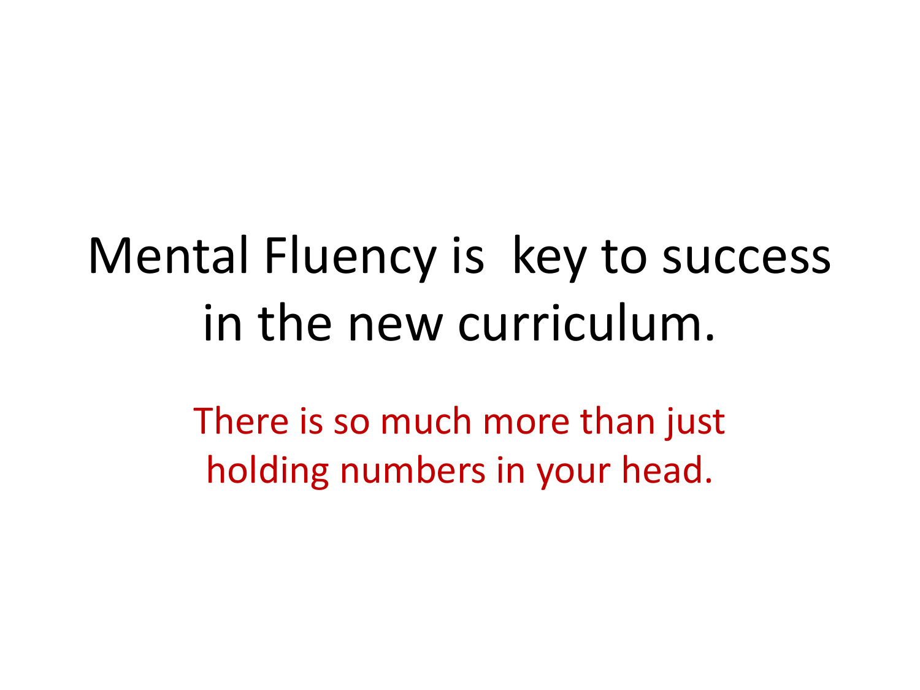# Mental Fluency is key to success in the new curriculum.

There is so much more than just holding numbers in your head.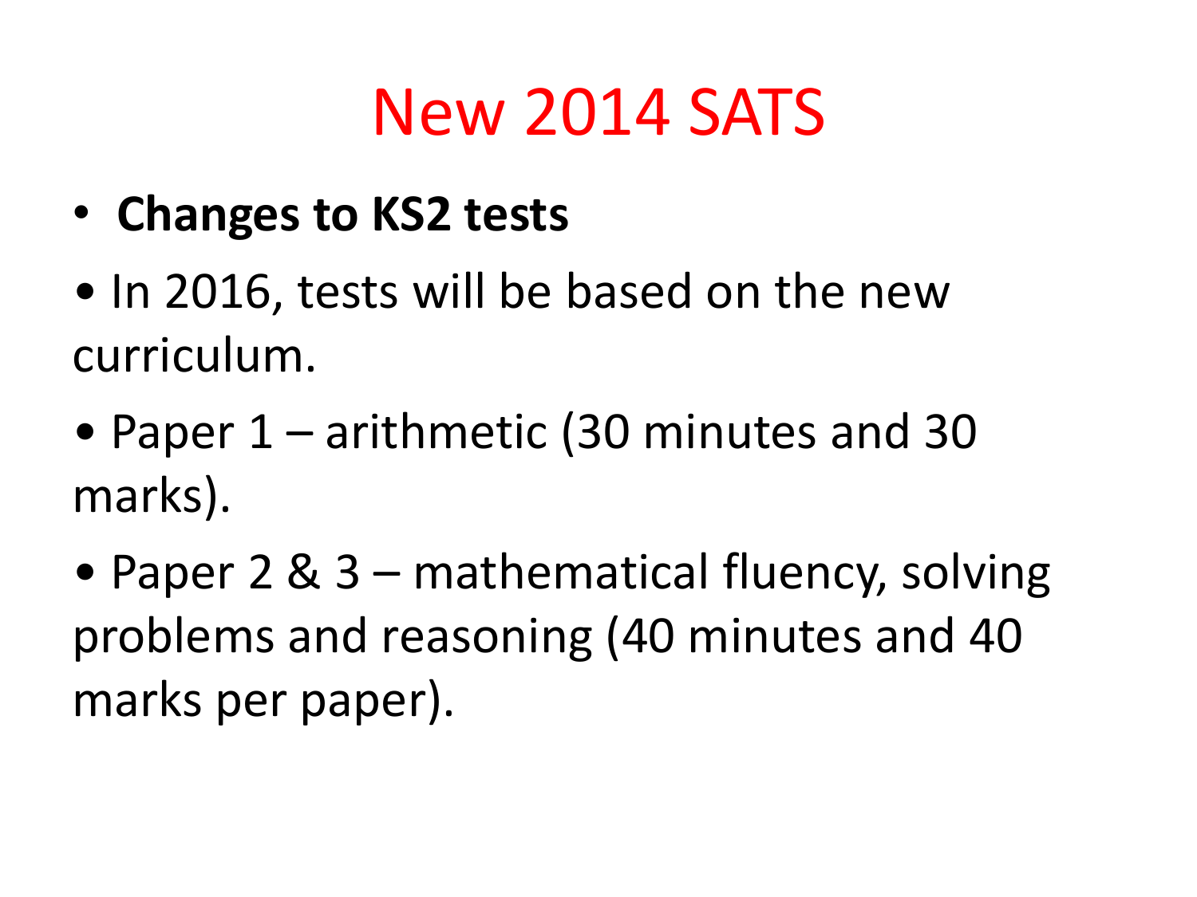# New 2014 SATS

- **Changes to KS2 tests**
- In 2016, tests will be based on the new curriculum.
- Paper 1 – arithmetic (30 minutes and 30 marks).
- Paper 2 & 3 – mathematical fluency, solving problems and reasoning (40 minutes and 40 marks per paper).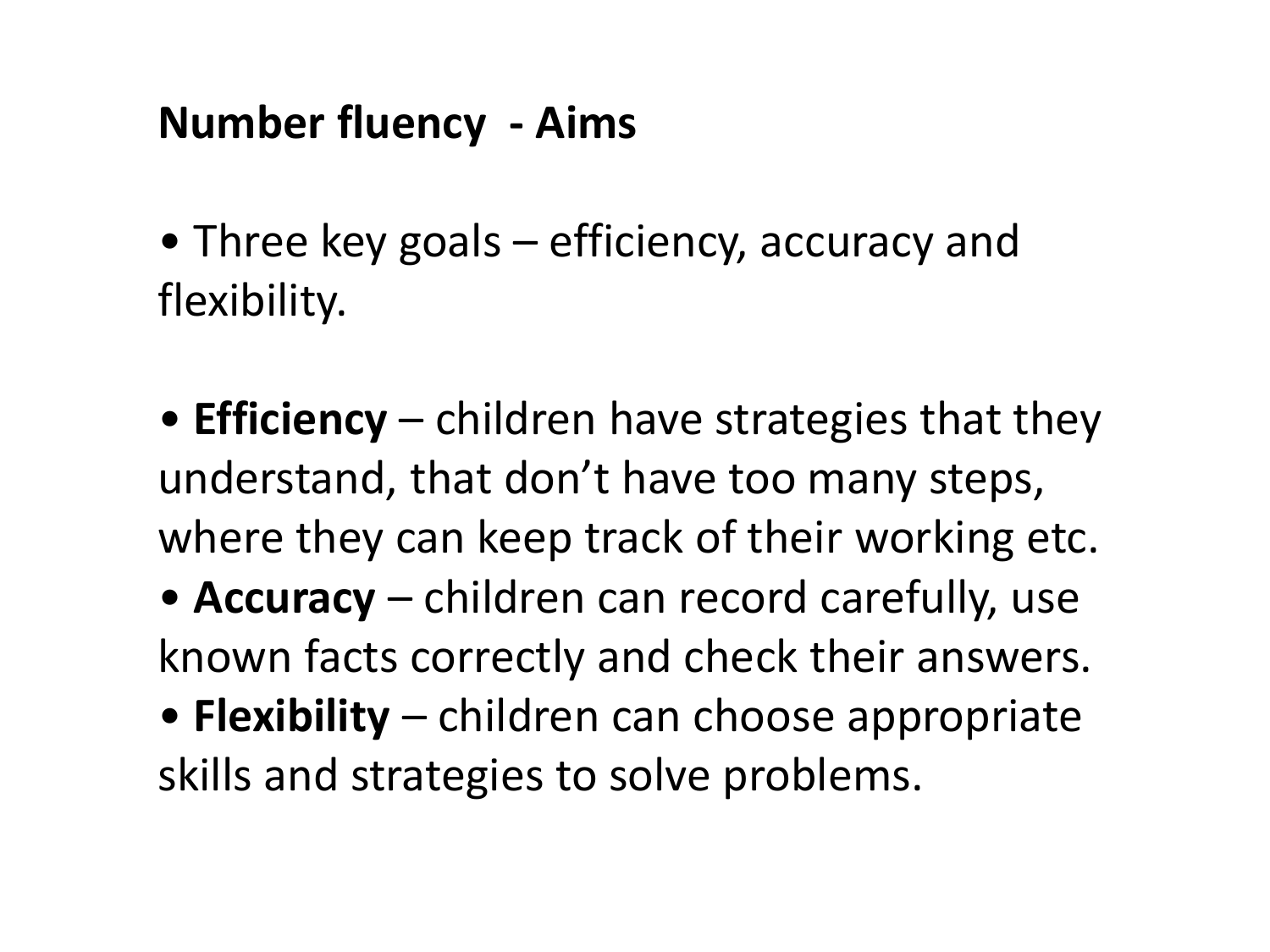**Number fluency - Aims**

- Three key goals – efficiency, accuracy and flexibility.

- **Efficiency** – children have strategies that they understand, that don't have too many steps, where they can keep track of their working etc.
- **Accuracy** – children can record carefully, use known facts correctly and check their answers.
- **Flexibility** – children can choose appropriate skills and strategies to solve problems.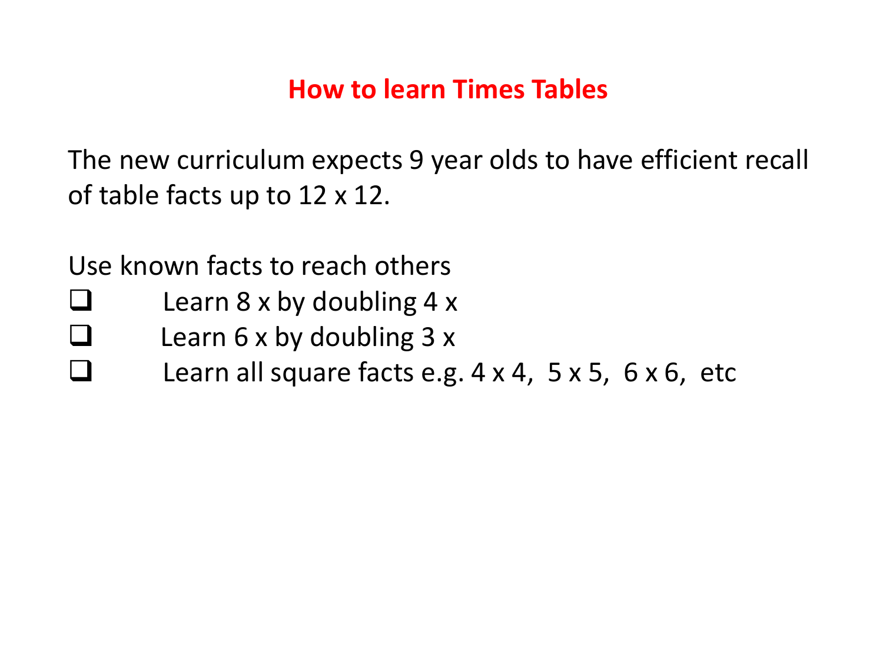# How to learn Times Tables

The new curriculum expects 9 year olds to have efficient recall of table facts up to 12 x 12.

Use known facts to reach others

- ❑ Learn 8 x by doubling 4 x
- ❑ Learn 6 x by doubling 3 x
- ❑ Learn all square facts e.g. 4 x 4, 5 x 5, 6 x 6, etc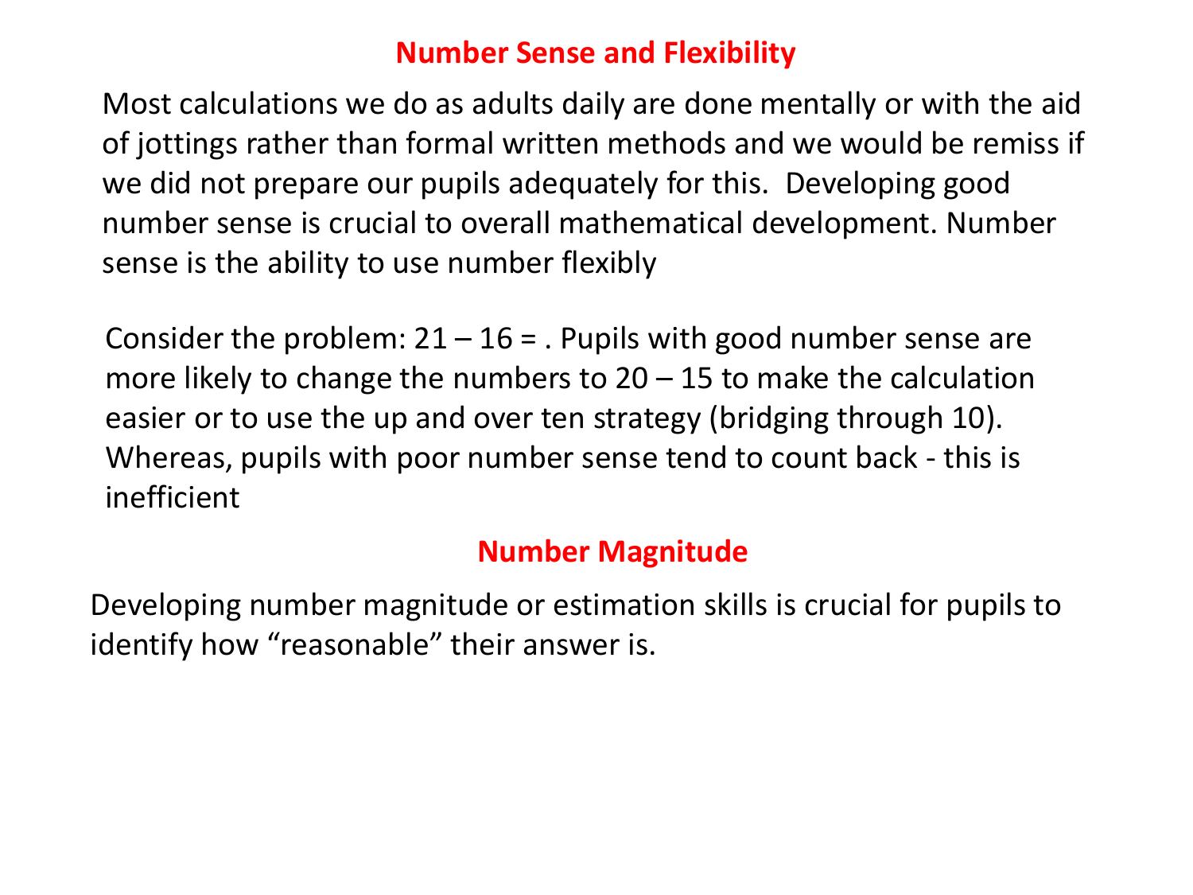## Number Sense and Flexibility

Most calculations we do as adults daily are done mentally or with the aid of jottings rather than formal written methods and we would be remiss if we did not prepare our pupils adequately for this. Developing good number sense is crucial to overall mathematical development. Number sense is the ability to use number flexibly

Consider the problem: 21 – 16 = . Pupils with good number sense are more likely to change the numbers to 20 – 15 to make the calculation easier or to use the up and over ten strategy (bridging through 10). Whereas, pupils with poor number sense tend to count back - this is inefficient

## Number Magnitude

Developing number magnitude or estimation skills is crucial for pupils to identify how “reasonable” their answer is.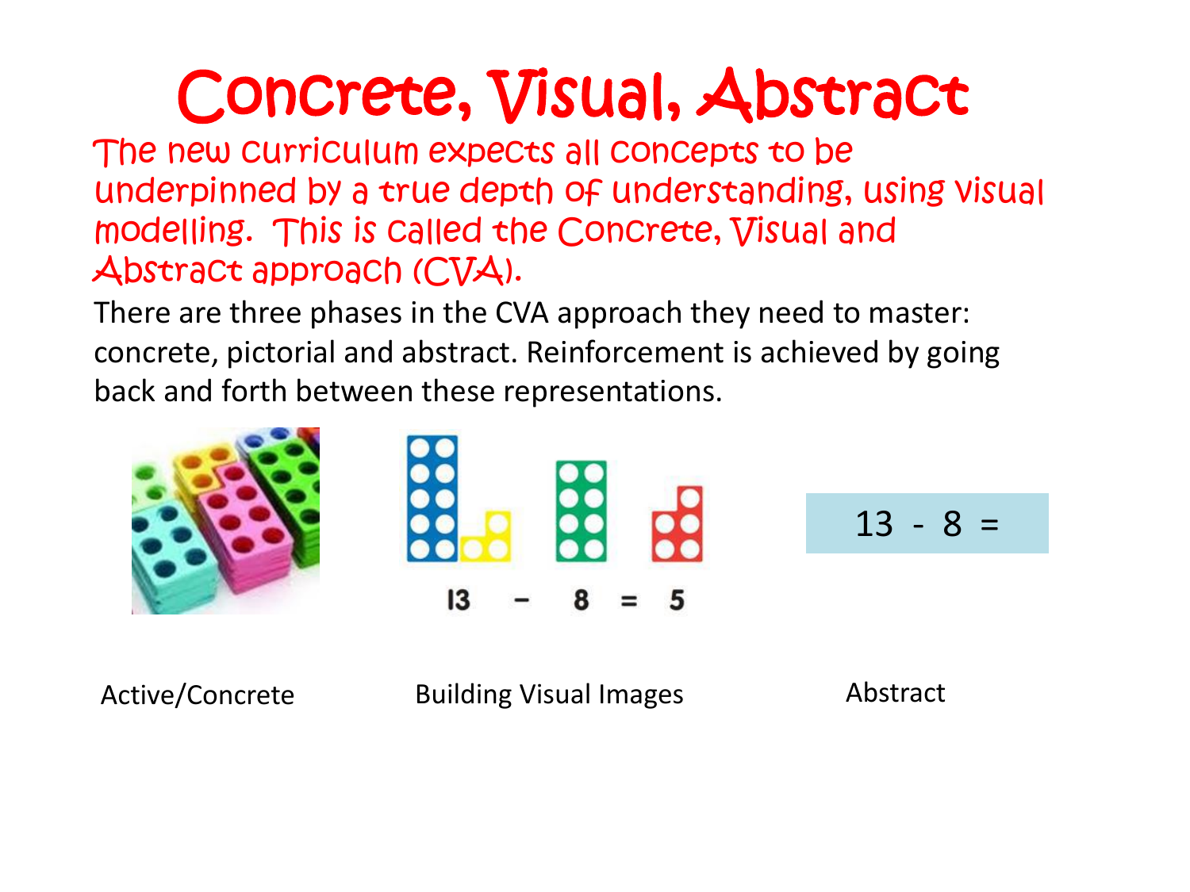# Concrete, Visual, Abstract

The new curriculum expects all concepts to be underpinned by a true depth of understanding, using visual modelling. This is called the Concrete, Visual and Abstract approach (CVA).

There are three phases in the CVA approach they need to master: concrete, pictorial and abstract. Reinforcement is achieved by going back and forth between these representations.

13 − 8 = 5

13 - 8 =

Active/Concrete

Building Visual Images

Abstract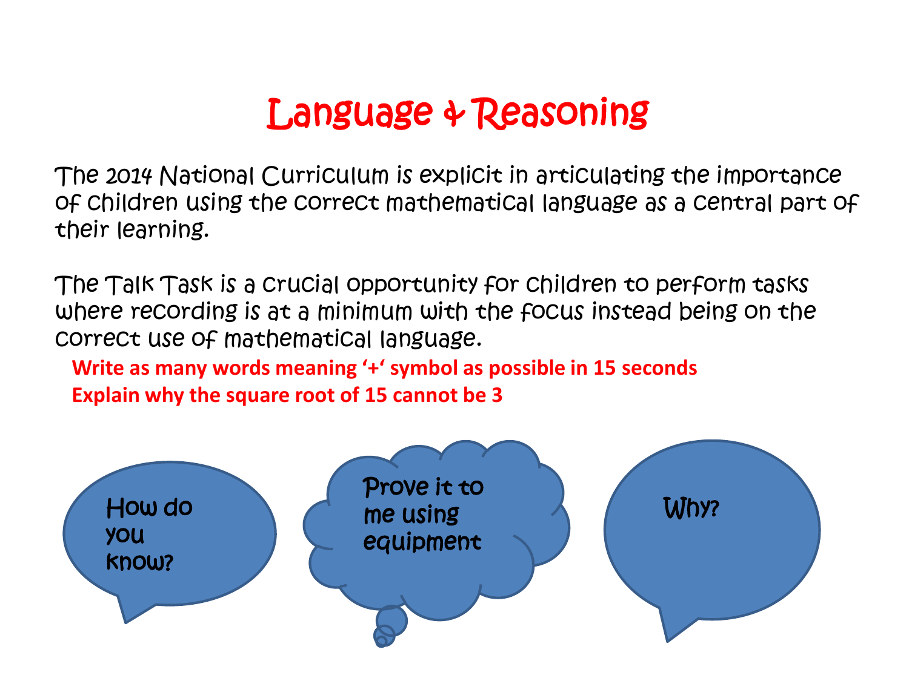# Language & Reasoning

The 2014 National Curriculum is explicit in articulating the importance of children using the correct mathematical language as a central part of their learning.

The Talk Task is a crucial opportunity for children to perform tasks where recording is at a minimum with the focus instead being on the correct use of mathematical language.

**Write as many words meaning '+' symbol as possible in 15 seconds**

**Explain why the square root of 15 cannot be 3**

How do you know?

Prove it to me using equipment

Why?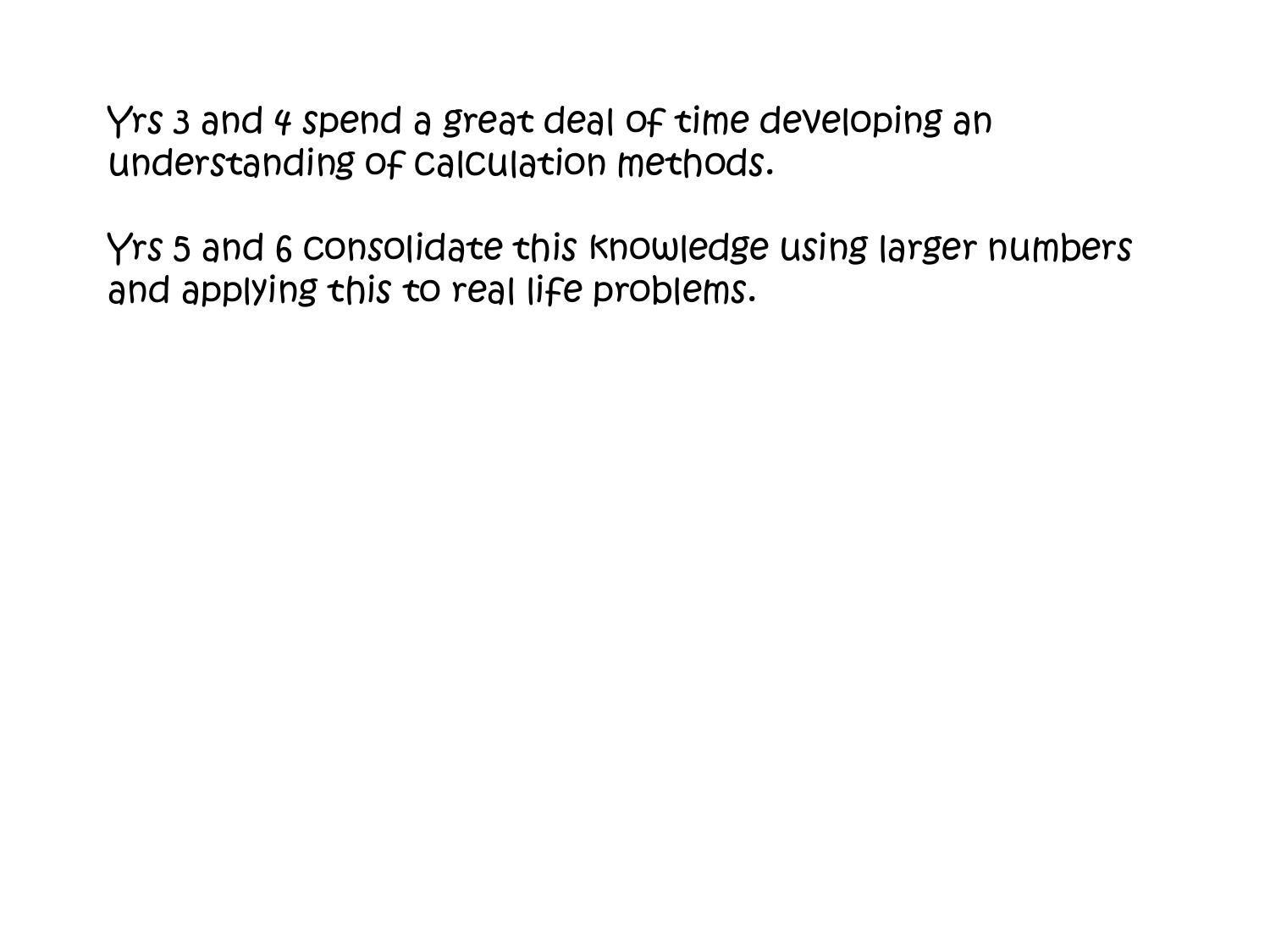Yrs 3 and 4 spend a great deal of time developing an understanding of calculation methods.

Yrs 5 and 6 consolidate this knowledge using larger numbers and applying this to real life problems.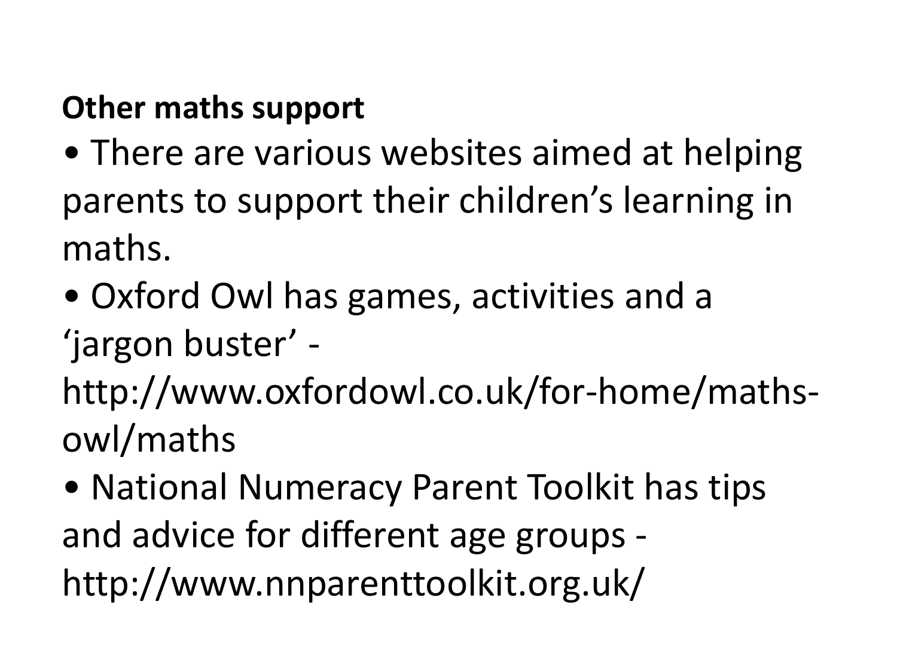**Other maths support**

- There are various websites aimed at helping parents to support their children's learning in maths.
- Oxford Owl has games, activities and a 'jargon buster' - http://www.oxfordowl.co.uk/for-home/maths-owl/maths
- National Numeracy Parent Toolkit has tips and advice for different age groups - http://www.nnparenttoolkit.org.uk/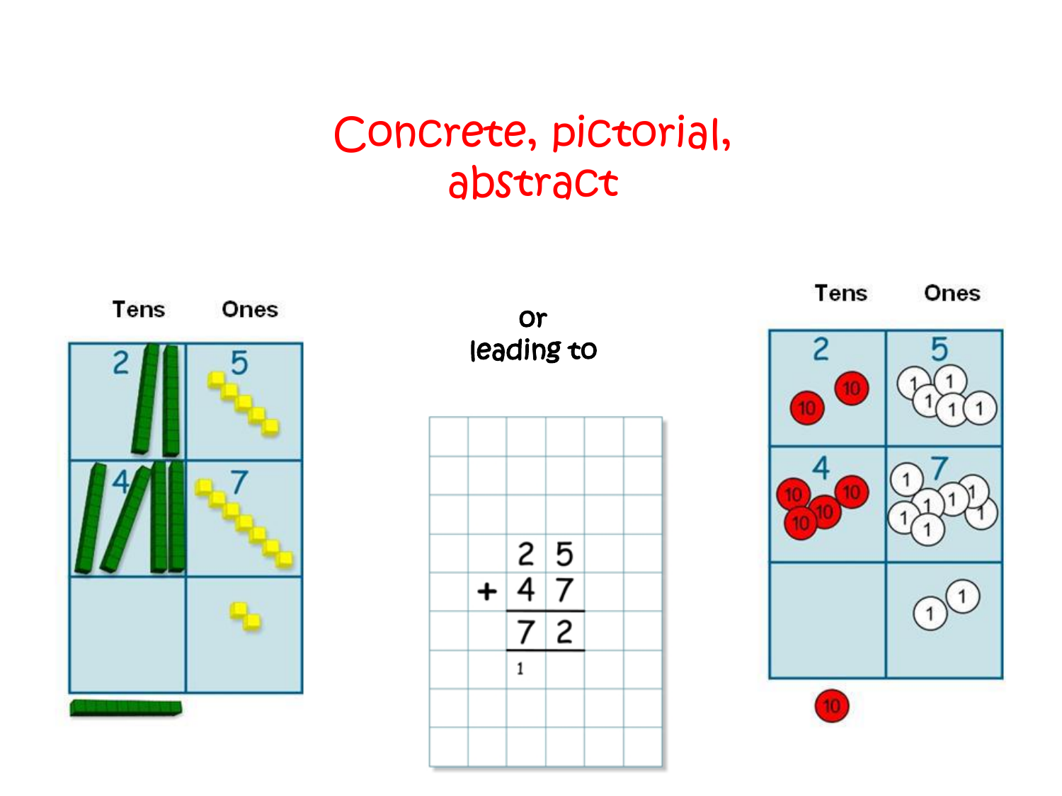# Concrete, pictorial, abstract

| Tens | Ones |
|---|---|
| 2 | 5 |
| 4 | 7 |
| | |

or
leading to

$$\begin{array}{r} 25 \\ +\,47 \\ \hline 72 \\ \hline {\scriptstyle 1}\phantom{2} \end{array}$$

| Tens | Ones |
|---|---|
| 2 | 5 |
| 4 | 7 |
| | |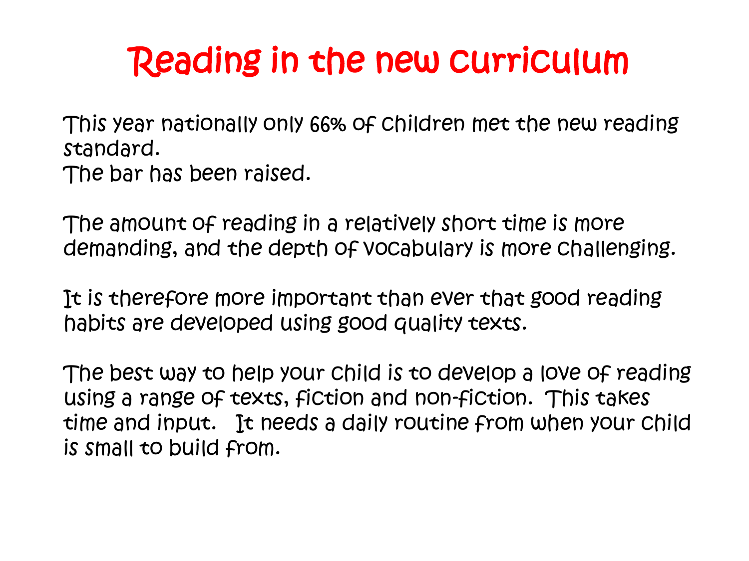# Reading in the new curriculum

This year nationally only 66% of children met the new reading standard.
The bar has been raised.

The amount of reading in a relatively short time is more demanding, and the depth of vocabulary is more challenging.

It is therefore more important than ever that good reading habits are developed using good quality texts.

The best way to help your child is to develop a love of reading using a range of texts, fiction and non-fiction. This takes time and input. It needs a daily routine from when your child is small to build from.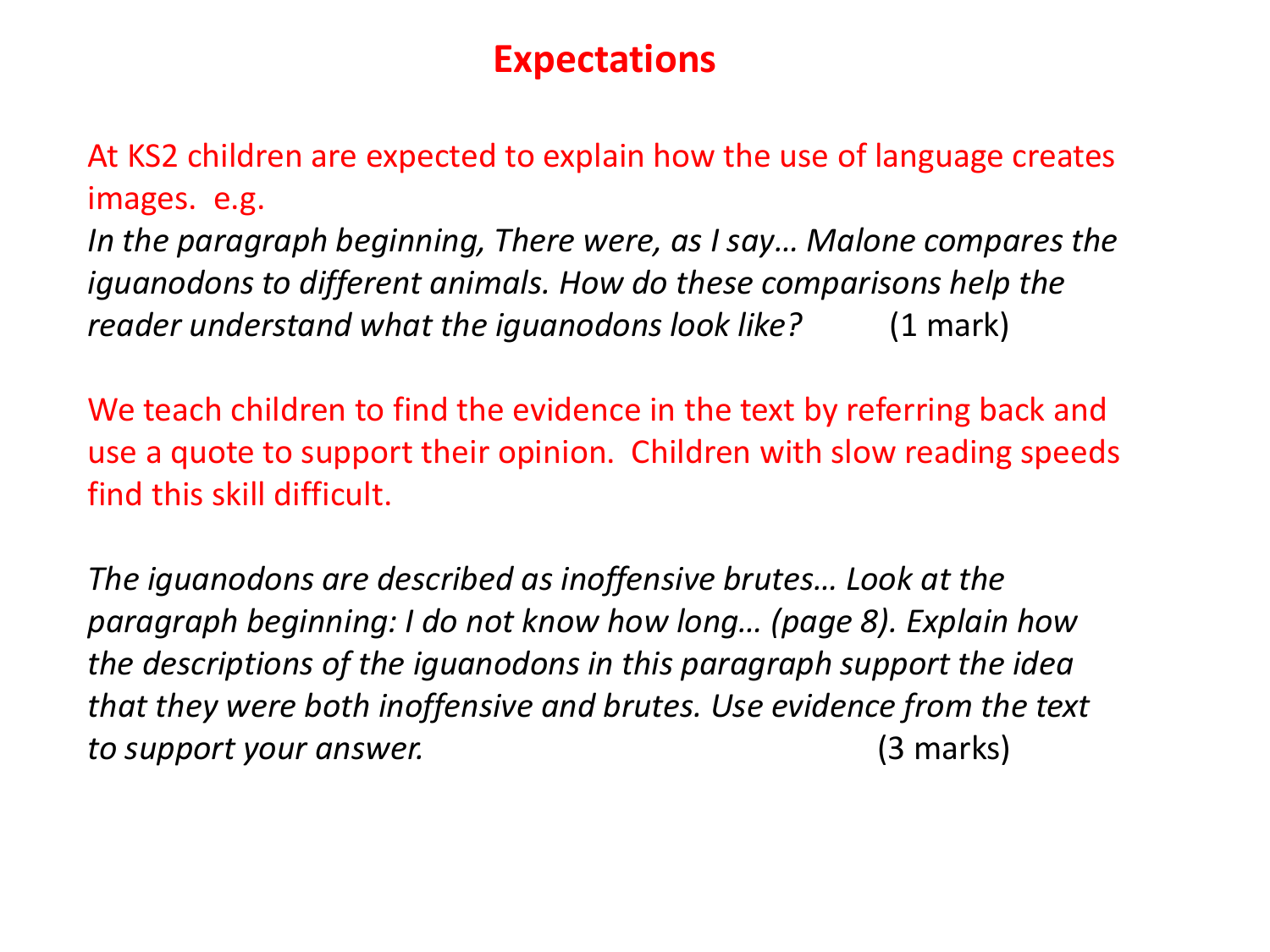# Expectations

At KS2 children are expected to explain how the use of language creates images. e.g.

*In the paragraph beginning, There were, as I say… Malone compares the iguanodons to different animals. How do these comparisons help the reader understand what the iguanodons look like?* (1 mark)

We teach children to find the evidence in the text by referring back and use a quote to support their opinion. Children with slow reading speeds find this skill difficult.

*The iguanodons are described as inoffensive brutes… Look at the paragraph beginning: I do not know how long… (page 8). Explain how the descriptions of the iguanodons in this paragraph support the idea that they were both inoffensive and brutes. Use evidence from the text to support your answer.* (3 marks)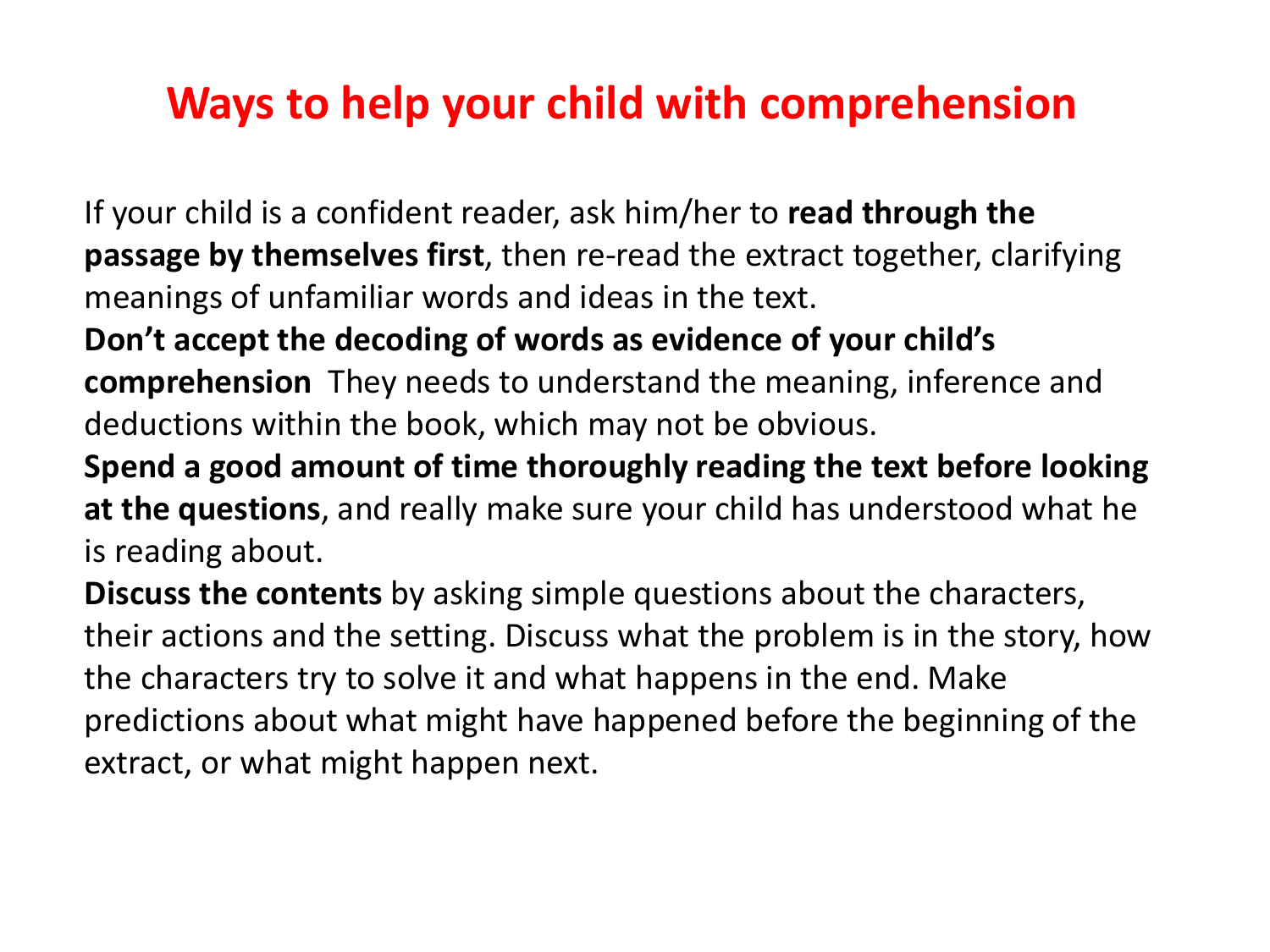# Ways to help your child with comprehension

If your child is a confident reader, ask him/her to **read through the passage by themselves first**, then re-read the extract together, clarifying meanings of unfamiliar words and ideas in the text.

**Don't accept the decoding of words as evidence of your child's comprehension** They needs to understand the meaning, inference and deductions within the book, which may not be obvious.

**Spend a good amount of time thoroughly reading the text before looking at the questions**, and really make sure your child has understood what he is reading about.

**Discuss the contents** by asking simple questions about the characters, their actions and the setting. Discuss what the problem is in the story, how the characters try to solve it and what happens in the end. Make predictions about what might have happened before the beginning of the extract, or what might happen next.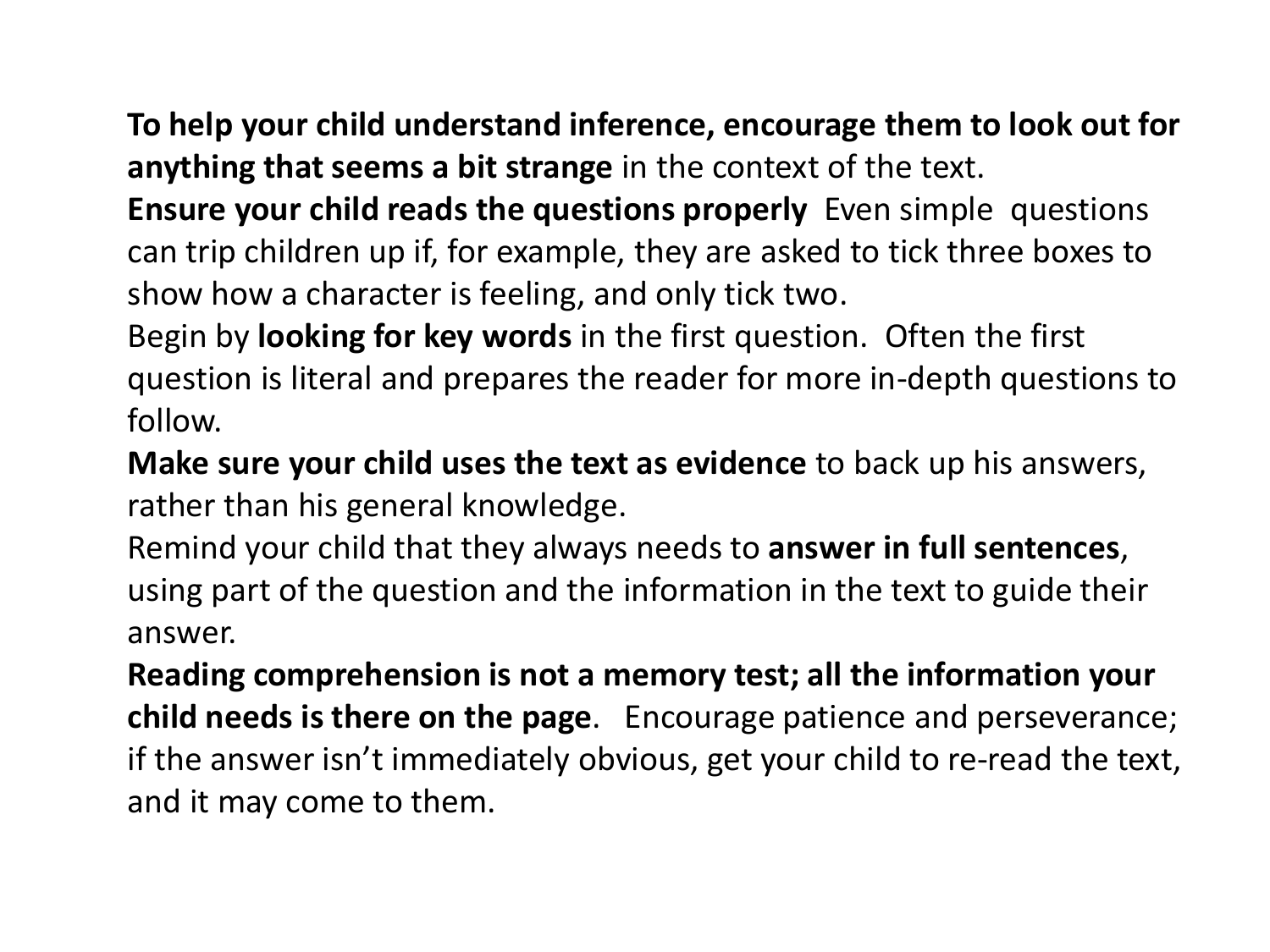**To help your child understand inference, encourage them to look out for anything that seems a bit strange** in the context of the text.

**Ensure your child reads the questions properly** Even simple questions can trip children up if, for example, they are asked to tick three boxes to show how a character is feeling, and only tick two.

Begin by **looking for key words** in the first question. Often the first question is literal and prepares the reader for more in-depth questions to follow.

**Make sure your child uses the text as evidence** to back up his answers, rather than his general knowledge.

Remind your child that they always needs to **answer in full sentences**, using part of the question and the information in the text to guide their answer.

**Reading comprehension is not a memory test; all the information your child needs is there on the page**. Encourage patience and perseverance; if the answer isn't immediately obvious, get your child to re-read the text, and it may come to them.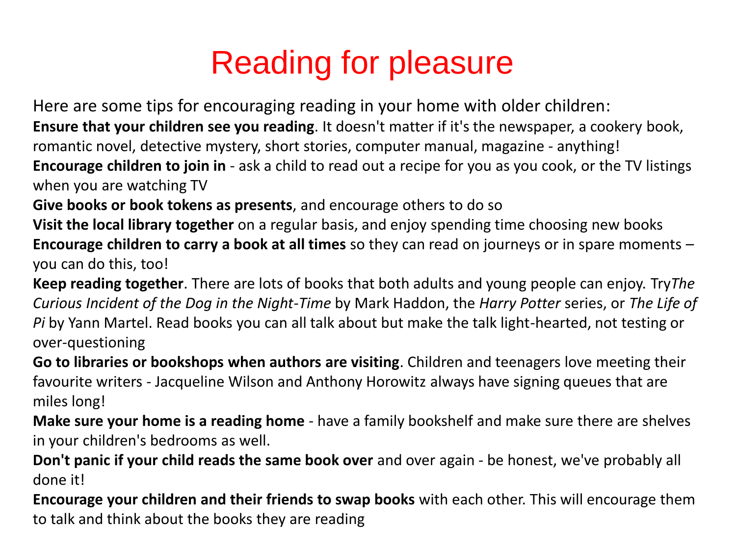# Reading for pleasure

Here are some tips for encouraging reading in your home with older children:

**Ensure that your children see you reading**. It doesn't matter if it's the newspaper, a cookery book, romantic novel, detective mystery, short stories, computer manual, magazine - anything!

**Encourage children to join in** - ask a child to read out a recipe for you as you cook, or the TV listings when you are watching TV

**Give books or book tokens as presents**, and encourage others to do so

**Visit the local library together** on a regular basis, and enjoy spending time choosing new books

**Encourage children to carry a book at all times** so they can read on journeys or in spare moments – you can do this, too!

**Keep reading together**. There are lots of books that both adults and young people can enjoy. Try*The Curious Incident of the Dog in the Night-Time* by Mark Haddon, the *Harry Potter* series, or *The Life of Pi* by Yann Martel. Read books you can all talk about but make the talk light-hearted, not testing or over-questioning

**Go to libraries or bookshops when authors are visiting**. Children and teenagers love meeting their favourite writers - Jacqueline Wilson and Anthony Horowitz always have signing queues that are miles long!

**Make sure your home is a reading home** - have a family bookshelf and make sure there are shelves in your children's bedrooms as well.

**Don't panic if your child reads the same book over** and over again - be honest, we've probably all done it!

**Encourage your children and their friends to swap books** with each other. This will encourage them to talk and think about the books they are reading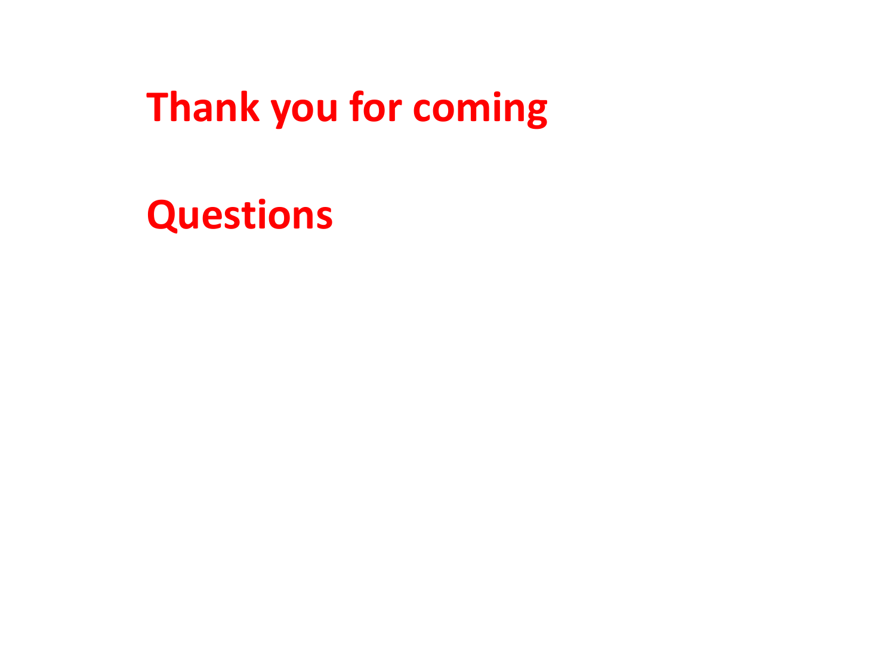**Thank you for coming**

**Questions**